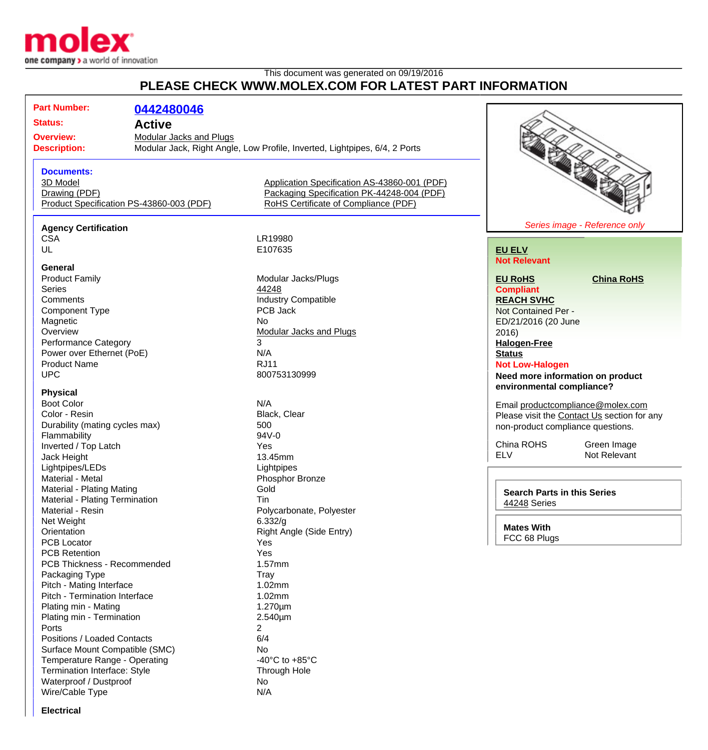This document was generated on 09/19/2016

# PLEASE CHECK WWW.MOLEX.COM FOR LATEST PART INFORMATION

| | |
|---|---|
| **Part Number:** | **0442480046** |
| **Status:** | **Active** |
| **Overview:** | Modular Jacks and Plugs |
| **Description:** | Modular Jack, Right Angle, Low Profile, Inverted, Lightpipes, 6/4, 2 Ports |

**Documents:**

- 3D Model
- Drawing (PDF)
- Product Specification PS-43860-003 (PDF)
- Application Specification AS-43860-001 (PDF)
- Packaging Specification PK-44248-004 (PDF)
- RoHS Certificate of Compliance (PDF)

### Agency Certification

| | |
|---|---|
| CSA | LR19980 |
| UL | E107635 |

### General

| | |
|---|---|
| Product Family | Modular Jacks/Plugs |
| Series | 44248 |
| Comments | Industry Compatible |
| Component Type | PCB Jack |
| Magnetic | No |
| Overview | Modular Jacks and Plugs |
| Performance Category | 3 |
| Power over Ethernet (PoE) | N/A |
| Product Name | RJ11 |
| UPC | 800753130999 |

### Physical

| | |
|---|---|
| Boot Color | N/A |
| Color - Resin | Black, Clear |
| Durability (mating cycles max) | 500 |
| Flammability | 94V-0 |
| Inverted / Top Latch | Yes |
| Jack Height | 13.45mm |
| Lightpipes/LEDs | Lightpipes |
| Material - Metal | Phosphor Bronze |
| Material - Plating Mating | Gold |
| Material - Plating Termination | Tin |
| Material - Resin | Polycarbonate, Polyester |
| Net Weight | 6.332/g |
| Orientation | Right Angle (Side Entry) |
| PCB Locator | Yes |
| PCB Retention | Yes |
| PCB Thickness - Recommended | 1.57mm |
| Packaging Type | Tray |
| Pitch - Mating Interface | 1.02mm |
| Pitch - Termination Interface | 1.02mm |
| Plating min - Mating | 1.270µm |
| Plating min - Termination | 2.540µm |
| Ports | 2 |
| Positions / Loaded Contacts | 6/4 |
| Surface Mount Compatible (SMC) | No |
| Temperature Range - Operating | -40°C to +85°C |
| Termination Interface: Style | Through Hole |
| Waterproof / Dustproof | No |
| Wire/Cable Type | N/A |

### Electrical

*Series image - Reference only*

**EU ELV**
**Not Relevant**

**EU RoHS** **China RoHS**
**Compliant**

**REACH SVHC**
Not Contained Per - ED/21/2016 (20 June 2016)

**Halogen-Free Status**
**Not Low-Halogen**

**Need more information on product environmental compliance?**

Email productcompliance@molex.com
Please visit the Contact Us section for any non-product compliance questions.

| | |
|---|---|
| China ROHS | Green Image |
| ELV | Not Relevant |

**Search Parts in this Series**
44248 Series

**Mates With**
FCC 68 Plugs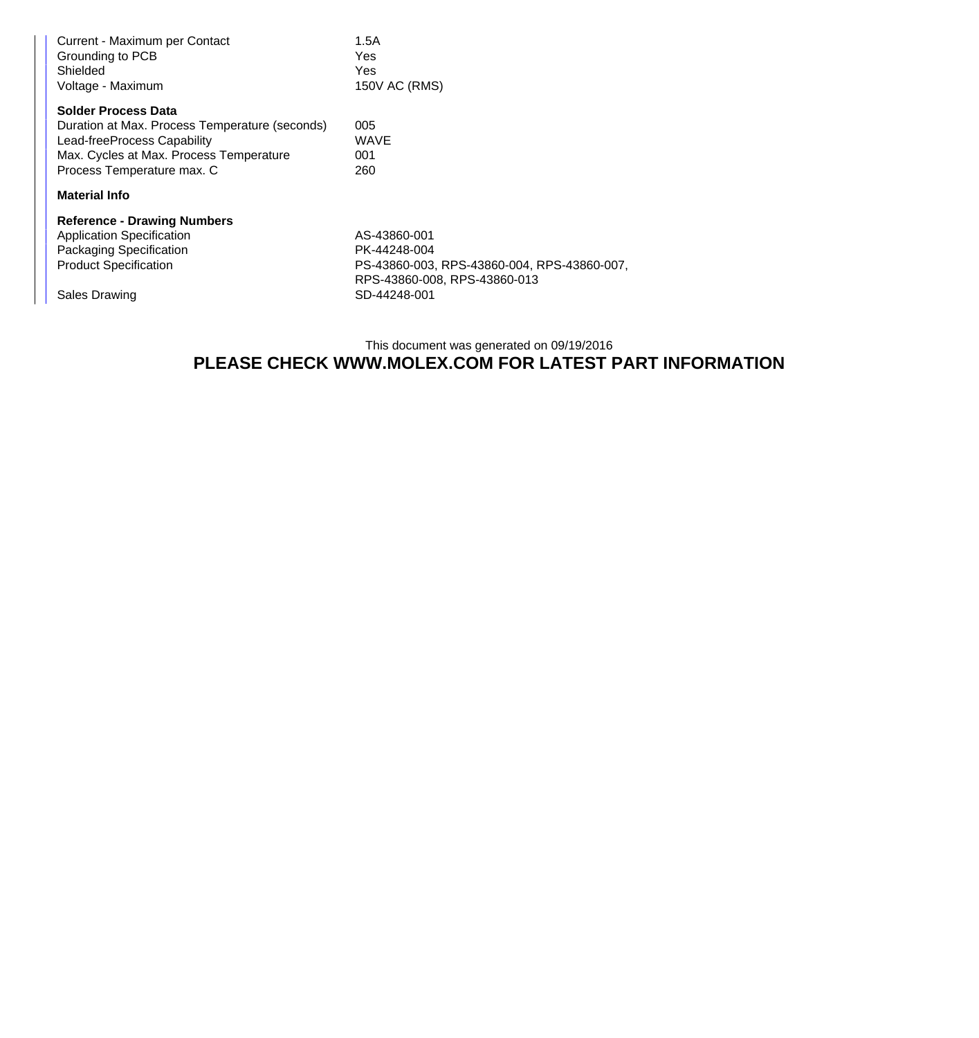| | |
|---|---|
| Current - Maximum per Contact | 1.5A |
| Grounding to PCB | Yes |
| Shielded | Yes |
| Voltage - Maximum | 150V AC (RMS) |

**Solder Process Data**

| | |
|---|---|
| Duration at Max. Process Temperature (seconds) | 005 |
| Lead-freeProcess Capability | WAVE |
| Max. Cycles at Max. Process Temperature | 001 |
| Process Temperature max. C | 260 |

**Material Info**

**Reference - Drawing Numbers**

| | |
|---|---|
| Application Specification | AS-43860-001 |
| Packaging Specification | PK-44248-004 |
| Product Specification | PS-43860-003, RPS-43860-004, RPS-43860-007, RPS-43860-008, RPS-43860-013 |
| Sales Drawing | SD-44248-001 |

This document was generated on 09/19/2016

**PLEASE CHECK WWW.MOLEX.COM FOR LATEST PART INFORMATION**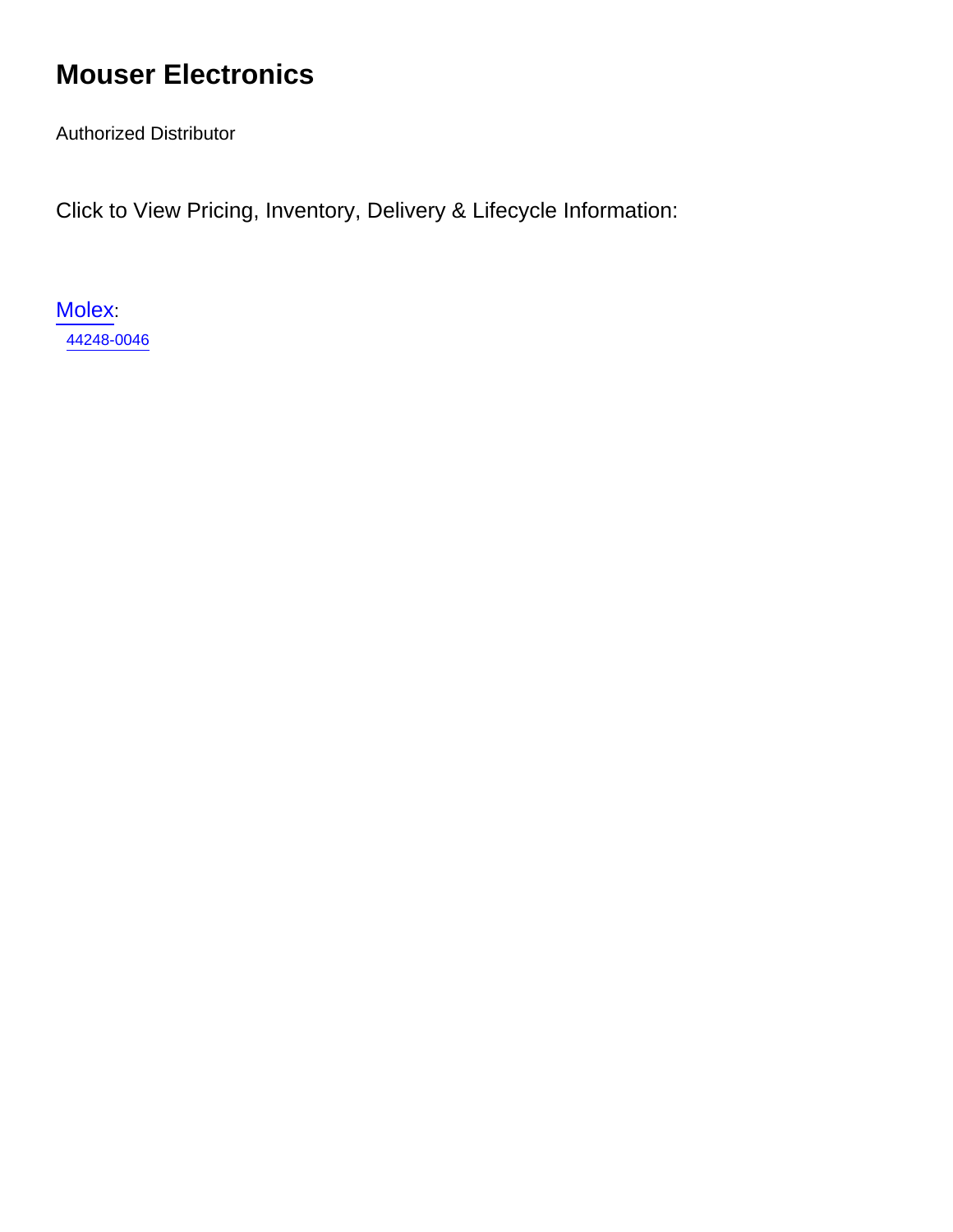# Mouser Electronics

Authorized Distributor

Click to View Pricing, Inventory, Delivery & Lifecycle Information:

Molex:

44248-0046